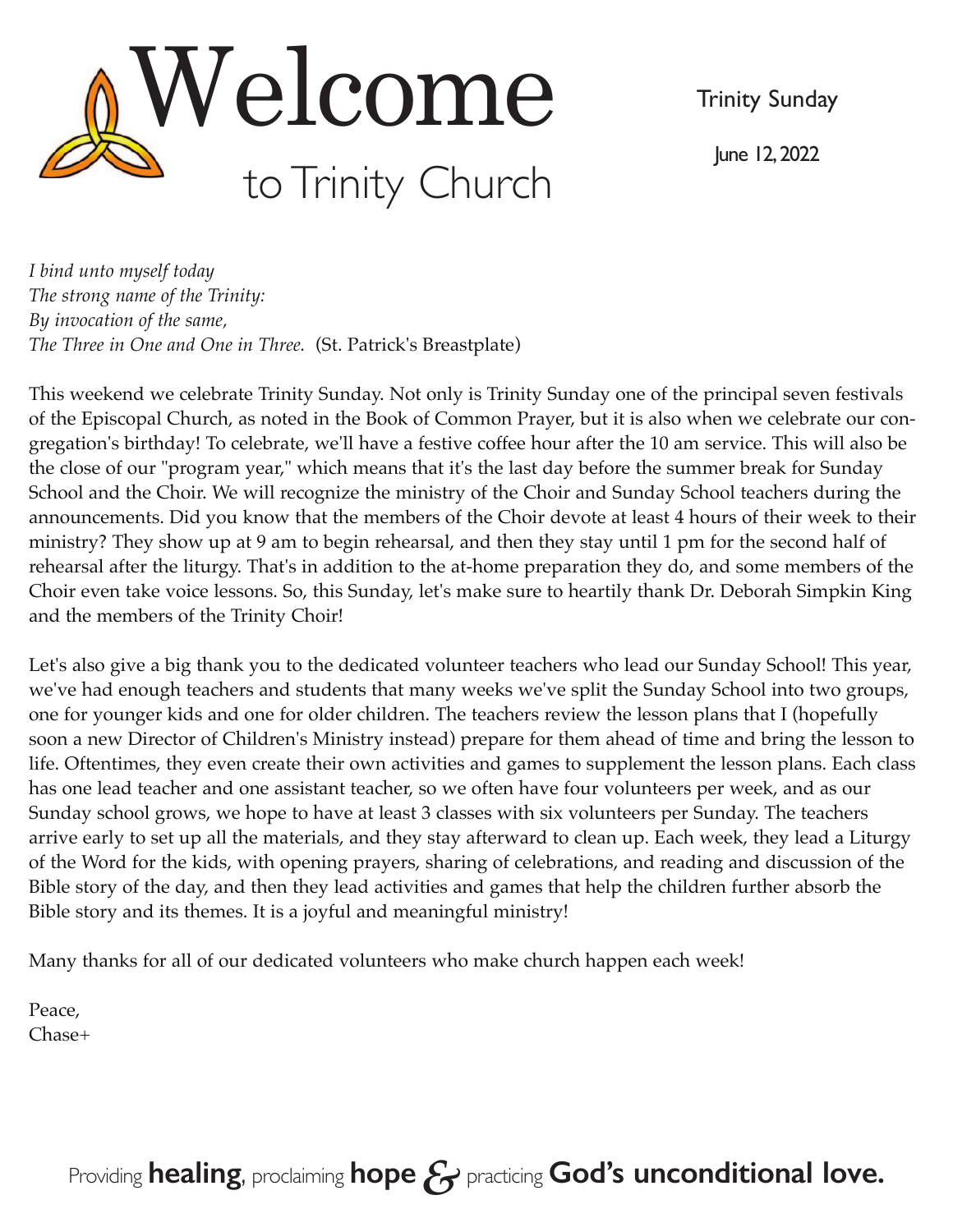# Welcome
## to Trinity Church

Trinity Sunday

June 12, 2022

*I bind unto myself today*
*The strong name of the Trinity:*
*By invocation of the same,*
*The Three in One and One in Three.* (St. Patrick's Breastplate)

This weekend we celebrate Trinity Sunday. Not only is Trinity Sunday one of the principal seven festivals of the Episcopal Church, as noted in the Book of Common Prayer, but it is also when we celebrate our congregation's birthday! To celebrate, we'll have a festive coffee hour after the 10 am service. This will also be the close of our "program year," which means that it's the last day before the summer break for Sunday School and the Choir. We will recognize the ministry of the Choir and Sunday School teachers during the announcements. Did you know that the members of the Choir devote at least 4 hours of their week to their ministry? They show up at 9 am to begin rehearsal, and then they stay until 1 pm for the second half of rehearsal after the liturgy. That's in addition to the at-home preparation they do, and some members of the Choir even take voice lessons. So, this Sunday, let's make sure to heartily thank Dr. Deborah Simpkin King and the members of the Trinity Choir!

Let's also give a big thank you to the dedicated volunteer teachers who lead our Sunday School! This year, we've had enough teachers and students that many weeks we've split the Sunday School into two groups, one for younger kids and one for older children. The teachers review the lesson plans that I (hopefully soon a new Director of Children's Ministry instead) prepare for them ahead of time and bring the lesson to life. Oftentimes, they even create their own activities and games to supplement the lesson plans. Each class has one lead teacher and one assistant teacher, so we often have four volunteers per week, and as our Sunday school grows, we hope to have at least 3 classes with six volunteers per Sunday. The teachers arrive early to set up all the materials, and they stay afterward to clean up. Each week, they lead a Liturgy of the Word for the kids, with opening prayers, sharing of celebrations, and reading and discussion of the Bible story of the day, and then they lead activities and games that help the children further absorb the Bible story and its themes. It is a joyful and meaningful ministry!

Many thanks for all of our dedicated volunteers who make church happen each week!

Peace,
Chase+

Providing **healing**, proclaiming **hope** & practicing **God's unconditional love.**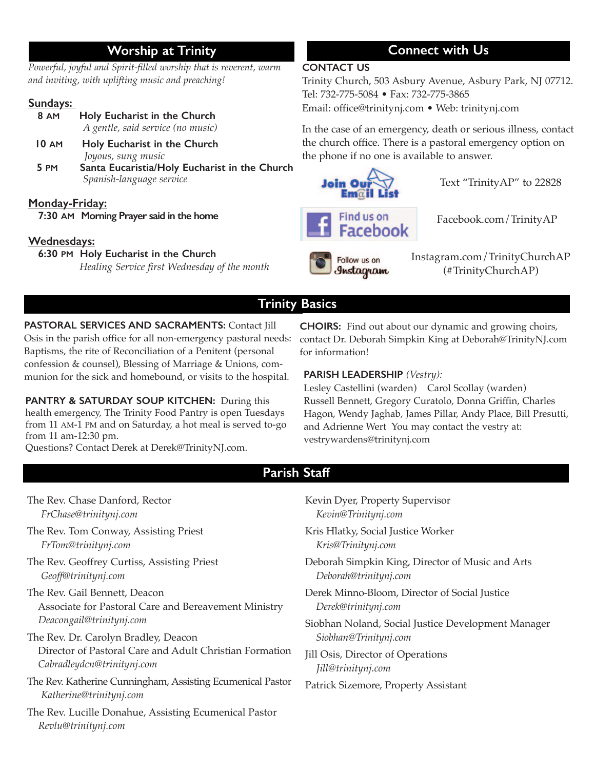## Worship at Trinity

*Powerful, joyful and Spirit-filled worship that is reverent, warm and inviting, with uplifting music and preaching!*

**Sundays:**

**8 AM** **Holy Eucharist in the Church**
*A gentle, said service (no music)*

**10 AM** **Holy Eucharist in the Church**
*Joyous, sung music*

**5 PM** **Santa Eucaristia/Holy Eucharist in the Church**
*Spanish-language service*

**Monday-Friday:**

**7:30 AM** **Morning Prayer said in the home**

**Wednesdays:**

**6:30 PM** **Holy Eucharist in the Church**
*Healing Service first Wednesday of the month*

## Connect with Us

**CONTACT US**

Trinity Church, 503 Asbury Avenue, Asbury Park, NJ 07712.
Tel: 732-775-5084 • Fax: 732-775-3865
Email: office@trinitynj.com • Web: trinitynj.com

In the case of an emergency, death or serious illness, contact the church office. There is a pastoral emergency option on the phone if no one is available to answer.

Join Our Email List — Text "TrinityAP" to 22828

Find us on Facebook — Facebook.com/TrinityAP

Follow us on Instagram — Instagram.com/TrinityChurchAP (#TrinityChurchAP)

## Trinity Basics

**PASTORAL SERVICES AND SACRAMENTS:** Contact Jill Osis in the parish office for all non-emergency pastoral needs: Baptisms, the rite of Reconciliation of a Penitent (personal confession & counsel), Blessing of Marriage & Unions, communion for the sick and homebound, or visits to the hospital.

**PANTRY & SATURDAY SOUP KITCHEN:** During this health emergency, The Trinity Food Pantry is open Tuesdays from 11 AM-1 PM and on Saturday, a hot meal is served to-go from 11 am-12:30 pm.
Questions? Contact Derek at Derek@TrinityNJ.com.

**CHOIRS:** Find out about our dynamic and growing choirs, contact Dr. Deborah Simpkin King at Deborah@TrinityNJ.com for information!

**PARISH LEADERSHIP** *(Vestry):*
Lesley Castellini (warden) Carol Scollay (warden)
Russell Bennett, Gregory Curatolo, Donna Griffin, Charles Hagon, Wendy Jaghab, James Pillar, Andy Place, Bill Presutti, and Adrienne Wert You may contact the vestry at: vestrywardens@trinitynj.com

## Parish Staff

The Rev. Chase Danford, Rector
*FrChase@trinitynj.com*

The Rev. Tom Conway, Assisting Priest
*FrTom@trinitynj.com*

The Rev. Geoffrey Curtiss, Assisting Priest
*Geoff@trinitynj.com*

The Rev. Gail Bennett, Deacon
Associate for Pastoral Care and Bereavement Ministry
*Deacongail@trinitynj.com*

The Rev. Dr. Carolyn Bradley, Deacon
Director of Pastoral Care and Adult Christian Formation
*Cabradleydcn@trinitynj.com*

The Rev. Katherine Cunningham, Assisting Ecumenical Pastor
*Katherine@trinitynj.com*

The Rev. Lucille Donahue, Assisting Ecumenical Pastor
*Revlu@trinitynj.com*

Kevin Dyer, Property Supervisor
*Kevin@Trinitynj.com*

Kris Hlatky, Social Justice Worker
*Kris@Trinitynj.com*

Deborah Simpkin King, Director of Music and Arts
*Deborah@trinitynj.com*

Derek Minno-Bloom, Director of Social Justice
*Derek@trinitynj.com*

Siobhan Noland, Social Justice Development Manager
*Siobhan@Trinitynj.com*

Jill Osis, Director of Operations
*Jill@trinitynj.com*

Patrick Sizemore, Property Assistant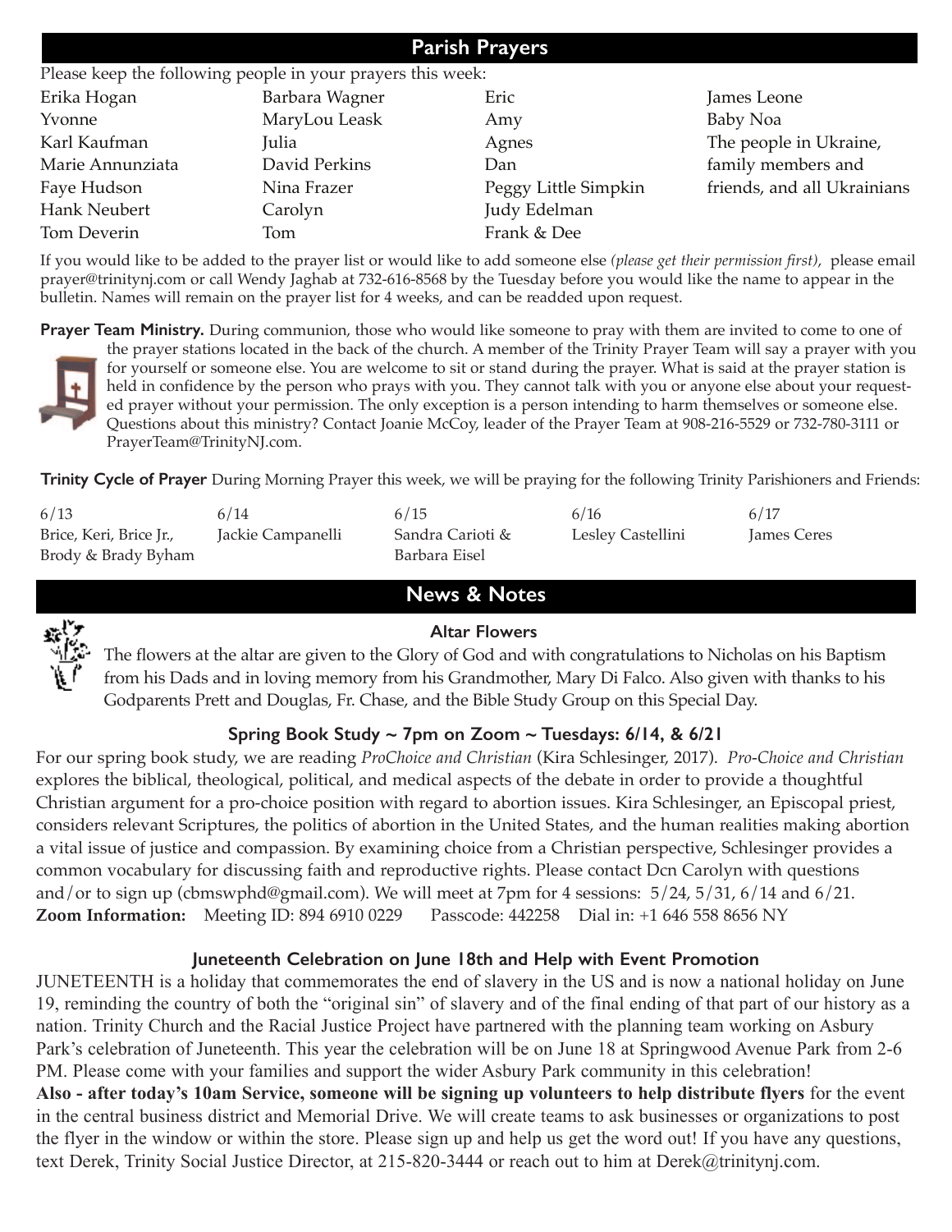## Parish Prayers

Please keep the following people in your prayers this week:

| | | | |
|---|---|---|---|
| Erika Hogan | Barbara Wagner | Eric | James Leone |
| Yvonne | MaryLou Leask | Amy | Baby Noa |
| Karl Kaufman | Julia | Agnes | The people in Ukraine, |
| Marie Annunziata | David Perkins | Dan | family members and |
| Faye Hudson | Nina Frazer | Peggy Little Simpkin | friends, and all Ukrainians |
| Hank Neubert | Carolyn | Judy Edelman | |
| Tom Deverin | Tom | Frank & Dee | |

If you would like to be added to the prayer list or would like to add someone else *(please get their permission first)*, please email prayer@trinitynj.com or call Wendy Jaghab at 732-616-8568 by the Tuesday before you would like the name to appear in the bulletin. Names will remain on the prayer list for 4 weeks, and can be readded upon request.

**Prayer Team Ministry.** During communion, those who would like someone to pray with them are invited to come to one of the prayer stations located in the back of the church. A member of the Trinity Prayer Team will say a prayer with you for yourself or someone else. You are welcome to sit or stand during the prayer. What is said at the prayer station is held in confidence by the person who prays with you. They cannot talk with you or anyone else about your requested prayer without your permission. The only exception is a person intending to harm themselves or someone else. Questions about this ministry? Contact Joanie McCoy, leader of the Prayer Team at 908-216-5529 or 732-780-3111 or PrayerTeam@TrinityNJ.com.

**Trinity Cycle of Prayer** During Morning Prayer this week, we will be praying for the following Trinity Parishioners and Friends:

| 6/13 | 6/14 | 6/15 | 6/16 | 6/17 |
|---|---|---|---|---|
| Brice, Keri, Brice Jr., Brody & Brady Byham | Jackie Campanelli | Sandra Carioti & Barbara Eisel | Lesley Castellini | James Ceres |

## News & Notes

### Altar Flowers

The flowers at the altar are given to the Glory of God and with congratulations to Nicholas on his Baptism from his Dads and in loving memory from his Grandmother, Mary Di Falco. Also given with thanks to his Godparents Prett and Douglas, Fr. Chase, and the Bible Study Group on this Special Day.

### Spring Book Study ~ 7pm on Zoom ~ Tuesdays: 6/14, & 6/21

For our spring book study, we are reading *ProChoice and Christian* (Kira Schlesinger, 2017). *Pro-Choice and Christian* explores the biblical, theological, political, and medical aspects of the debate in order to provide a thoughtful Christian argument for a pro-choice position with regard to abortion issues. Kira Schlesinger, an Episcopal priest, considers relevant Scriptures, the politics of abortion in the United States, and the human realities making abortion a vital issue of justice and compassion. By examining choice from a Christian perspective, Schlesinger provides a common vocabulary for discussing faith and reproductive rights. Please contact Dcn Carolyn with questions and/or to sign up (cbmswphd@gmail.com). We will meet at 7pm for 4 sessions: 5/24, 5/31, 6/14 and 6/21.
**Zoom Information:** Meeting ID: 894 6910 0229 Passcode: 442258 Dial in: +1 646 558 8656 NY

### Juneteenth Celebration on June 18th and Help with Event Promotion

JUNETEENTH is a holiday that commemorates the end of slavery in the US and is now a national holiday on June 19, reminding the country of both the "original sin" of slavery and of the final ending of that part of our history as a nation. Trinity Church and the Racial Justice Project have partnered with the planning team working on Asbury Park's celebration of Juneteenth. This year the celebration will be on June 18 at Springwood Avenue Park from 2-6 PM. Please come with your families and support the wider Asbury Park community in this celebration!
**Also - after today's 10am Service, someone will be signing up volunteers to help distribute flyers** for the event in the central business district and Memorial Drive. We will create teams to ask businesses or organizations to post the flyer in the window or within the store. Please sign up and help us get the word out! If you have any questions, text Derek, Trinity Social Justice Director, at 215-820-3444 or reach out to him at Derek@trinitynj.com.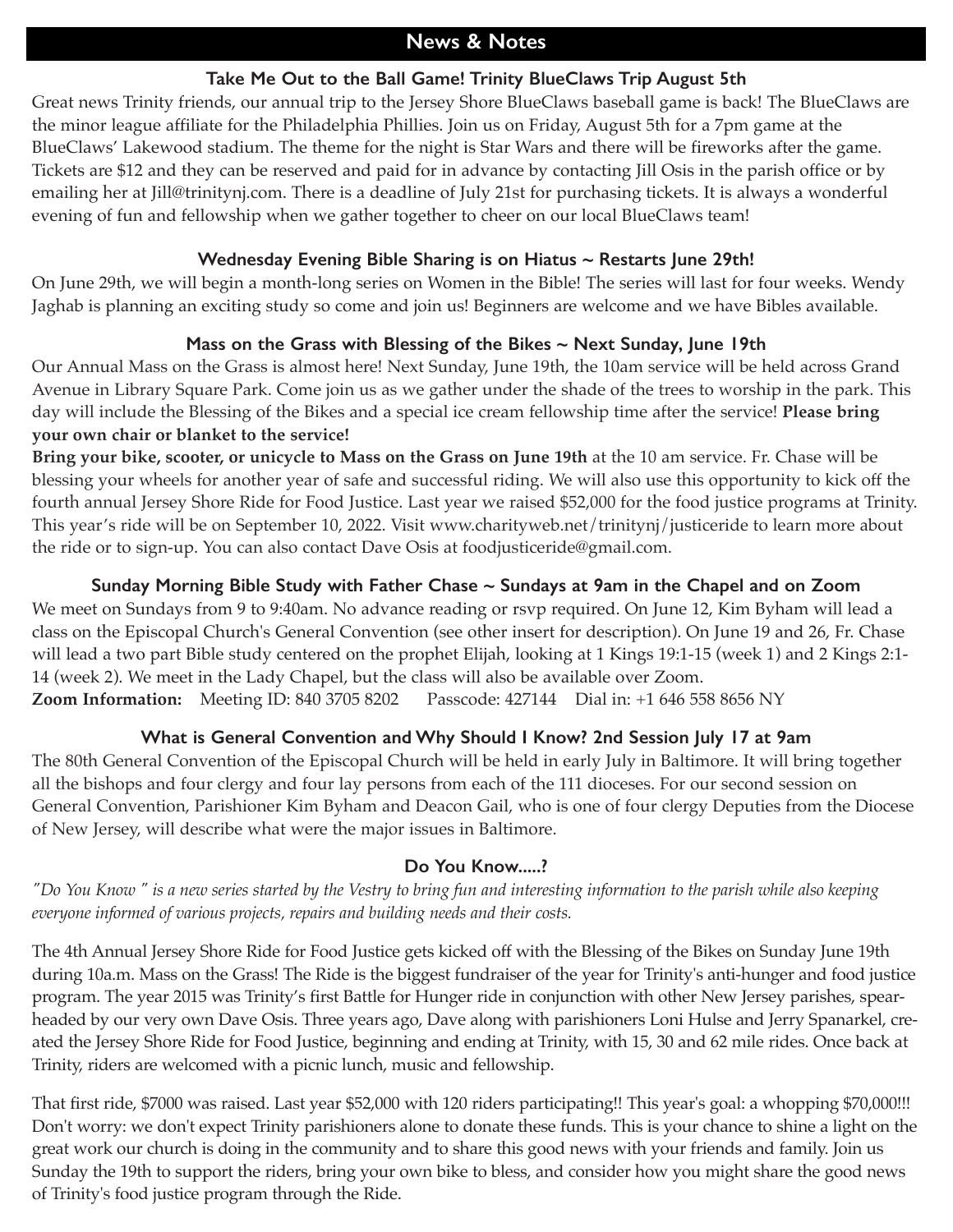# News & Notes

### Take Me Out to the Ball Game! Trinity BlueClaws Trip August 5th

Great news Trinity friends, our annual trip to the Jersey Shore BlueClaws baseball game is back! The BlueClaws are the minor league affiliate for the Philadelphia Phillies. Join us on Friday, August 5th for a 7pm game at the BlueClaws' Lakewood stadium. The theme for the night is Star Wars and there will be fireworks after the game. Tickets are $12 and they can be reserved and paid for in advance by contacting Jill Osis in the parish office or by emailing her at Jill@trinitynj.com. There is a deadline of July 21st for purchasing tickets. It is always a wonderful evening of fun and fellowship when we gather together to cheer on our local BlueClaws team!

### Wednesday Evening Bible Sharing is on Hiatus ~ Restarts June 29th!

On June 29th, we will begin a month-long series on Women in the Bible! The series will last for four weeks. Wendy Jaghab is planning an exciting study so come and join us! Beginners are welcome and we have Bibles available.

### Mass on the Grass with Blessing of the Bikes ~ Next Sunday, June 19th

Our Annual Mass on the Grass is almost here! Next Sunday, June 19th, the 10am service will be held across Grand Avenue in Library Square Park. Come join us as we gather under the shade of the trees to worship in the park. This day will include the Blessing of the Bikes and a special ice cream fellowship time after the service! **Please bring your own chair or blanket to the service!**

**Bring your bike, scooter, or unicycle to Mass on the Grass on June 19th** at the 10 am service. Fr. Chase will be blessing your wheels for another year of safe and successful riding. We will also use this opportunity to kick off the fourth annual Jersey Shore Ride for Food Justice. Last year we raised $52,000 for the food justice programs at Trinity. This year's ride will be on September 10, 2022. Visit www.charityweb.net/trinitynj/justiceride to learn more about the ride or to sign-up. You can also contact Dave Osis at foodjusticeride@gmail.com.

### Sunday Morning Bible Study with Father Chase ~ Sundays at 9am in the Chapel and on Zoom

We meet on Sundays from 9 to 9:40am. No advance reading or rsvp required. On June 12, Kim Byham will lead a class on the Episcopal Church's General Convention (see other insert for description). On June 19 and 26, Fr. Chase will lead a two part Bible study centered on the prophet Elijah, looking at 1 Kings 19:1-15 (week 1) and 2 Kings 2:1-14 (week 2). We meet in the Lady Chapel, but the class will also be available over Zoom.

**Zoom Information:** Meeting ID: 840 3705 8202 Passcode: 427144 Dial in: +1 646 558 8656 NY

### What is General Convention and Why Should I Know? 2nd Session July 17 at 9am

The 80th General Convention of the Episcopal Church will be held in early July in Baltimore. It will bring together all the bishops and four clergy and four lay persons from each of the 111 dioceses. For our second session on General Convention, Parishioner Kim Byham and Deacon Gail, who is one of four clergy Deputies from the Diocese of New Jersey, will describe what were the major issues in Baltimore.

### Do You Know.....?

*"Do You Know " is a new series started by the Vestry to bring fun and interesting information to the parish while also keeping everyone informed of various projects, repairs and building needs and their costs.*

The 4th Annual Jersey Shore Ride for Food Justice gets kicked off with the Blessing of the Bikes on Sunday June 19th during 10a.m. Mass on the Grass! The Ride is the biggest fundraiser of the year for Trinity's anti-hunger and food justice program. The year 2015 was Trinity's first Battle for Hunger ride in conjunction with other New Jersey parishes, spear-headed by our very own Dave Osis. Three years ago, Dave along with parishioners Loni Hulse and Jerry Spanarkel, created the Jersey Shore Ride for Food Justice, beginning and ending at Trinity, with 15, 30 and 62 mile rides. Once back at Trinity, riders are welcomed with a picnic lunch, music and fellowship.

That first ride, $7000 was raised. Last year $52,000 with 120 riders participating!! This year's goal: a whopping $70,000!!! Don't worry: we don't expect Trinity parishioners alone to donate these funds. This is your chance to shine a light on the great work our church is doing in the community and to share this good news with your friends and family. Join us Sunday the 19th to support the riders, bring your own bike to bless, and consider how you might share the good news of Trinity's food justice program through the Ride.